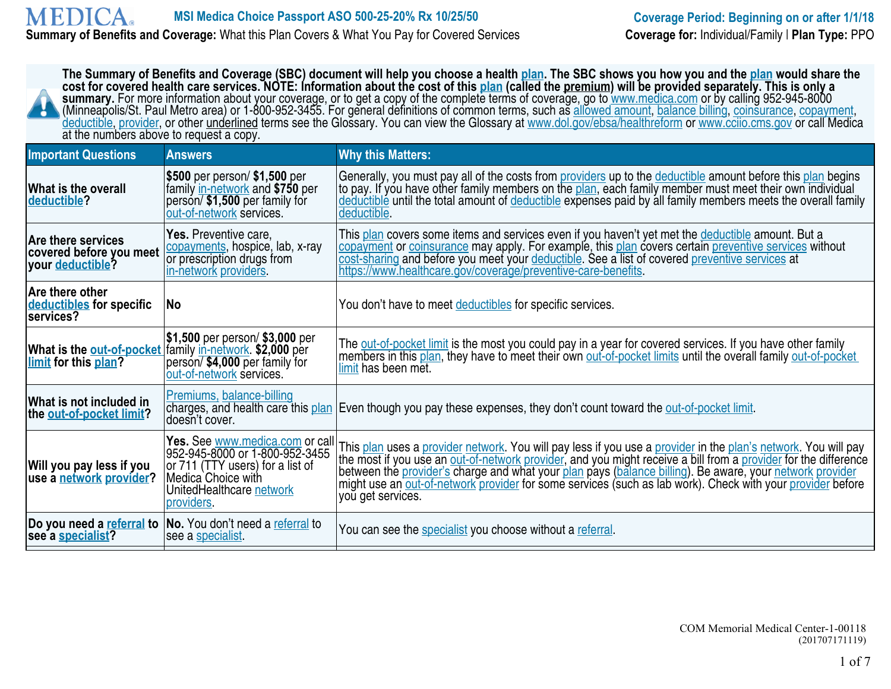# MEDICA

**MSI Medica Choice Passport ASO 500-25-20% Rx 10/25/50**

**Summary of Benefits and Coverage:** What this Plan Covers & What You Pay for Covered Services

**Coverage Period: Beginning on or after 1/1/18**

**Coverage for:** Individual/Family | **Plan Type:** PPO

**The Summary of Benefits and Coverage (SBC) document will help you choose a health plan. The SBC shows you how you and the plan would share the cost for covered health care services. NOTE: Information about the cost of this plan (called the premium) will be provided separately. This is only a summary.** For more information about your coverage, or to get a copy of the complete terms of coverage, go to www.medica.com or by calling 952-945-8000 (Minneapolis/St. Paul Metro area) or 1-800-952-3455. For general definitions of common terms, such as allowed amount, balance billing, coinsurance, copayment, deductible, provider, or other underlined terms see the Glossary. You can view the Glossary at www.dol.gov/ebsa/healthreform or www.cciio.cms.gov or call Medica at the numbers above to request a copy.

| Important Questions | Answers | Why this Matters: |
|---|---|---|
| **What is the overall deductible?** | **$500** per person/ **$1,500** per family in-network and **$750** per person/ **$1,500** per family for out-of-network services. | Generally, you must pay all of the costs from providers up to the deductible amount before this plan begins to pay. If you have other family members on the plan, each family member must meet their own individual deductible until the total amount of deductible expenses paid by all family members meets the overall family deductible. |
| **Are there services covered before you meet your deductible?** | **Yes.** Preventive care, copayments, hospice, lab, x-ray or prescription drugs from in-network providers. | This plan covers some items and services even if you haven't yet met the deductible amount. But a copayment or coinsurance may apply. For example, this plan covers certain preventive services without cost-sharing and before you meet your deductible. See a list of covered preventive services at https://www.healthcare.gov/coverage/preventive-care-benefits. |
| **Are there other deductibles for specific services?** | **No** | You don't have to meet deductibles for specific services. |
| **What is the out-of-pocket limit for this plan?** | **$1,500** per person/ **$3,000** per family in-network. **$2,000** per person/ **$4,000** per family for out-of-network services. | The out-of-pocket limit is the most you could pay in a year for covered services. If you have other family members in this plan, they have to meet their own out-of-pocket limits until the overall family out-of-pocket limit has been met. |
| **What is not included in the out-of-pocket limit?** | Premiums, balance-billing charges, and health care this plan doesn't cover. | Even though you pay these expenses, they don't count toward the out-of-pocket limit. |
| **Will you pay less if you use a network provider?** | **Yes.** See www.medica.com or call 952-945-8000 or 1-800-952-3455 or 711 (TTY users) for a list of Medica Choice with UnitedHealthcare network providers. | This plan uses a provider network. You will pay less if you use a provider in the plan's network. You will pay the most if you use an out-of-network provider, and you might receive a bill from a provider for the difference between the provider's charge and what your plan pays (balance billing). Be aware, your network provider might use an out-of-network provider for some services (such as lab work). Check with your provider before you get services. |
| **Do you need a referral to see a specialist?** | **No.** You don't need a referral to see a specialist. | You can see the specialist you choose without a referral. |

COM Memorial Medical Center-1-00118
(201707171119)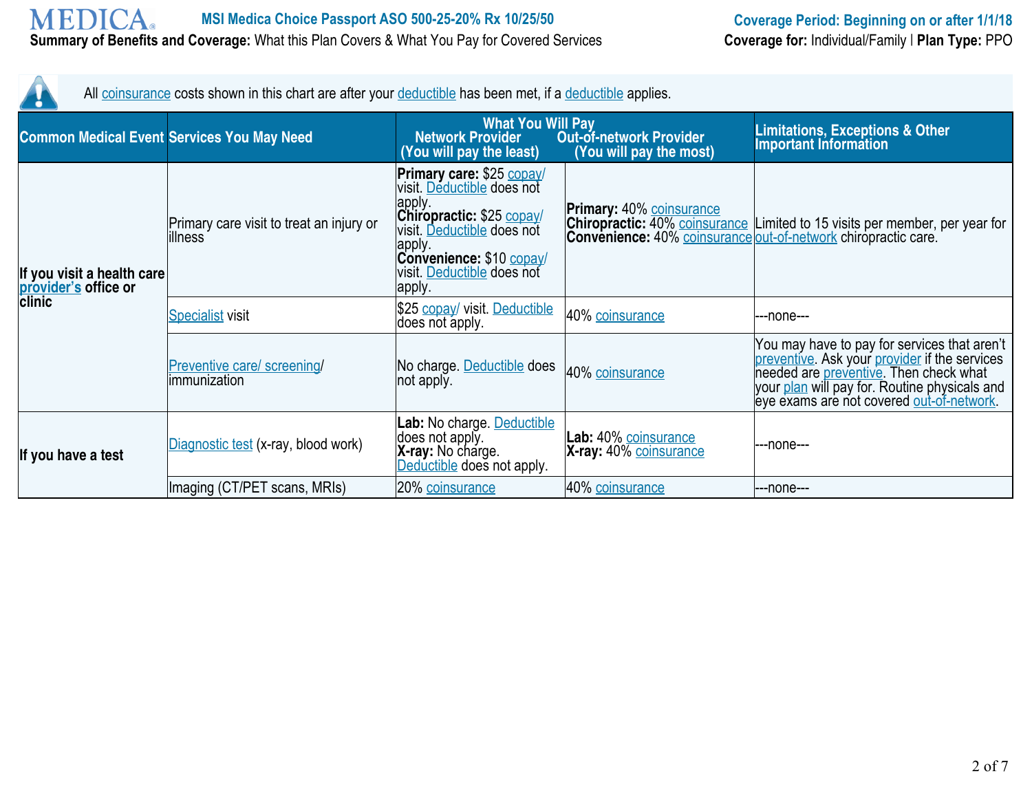All coinsurance costs shown in this chart are after your deductible has been met, if a deductible applies.

| Common Medical Event | Services You May Need | What You Will Pay Network Provider (You will pay the least) | Out-of-network Provider (You will pay the most) | Limitations, Exceptions & Other Important Information |
|---|---|---|---|---|
| If you visit a health care provider's office or clinic | Primary care visit to treat an injury or illness | **Primary care:** $25 copay/ visit. Deductible does not apply. **Chiropractic:** $25 copay/ visit. Deductible does not apply. **Convenience:** $10 copay/ visit. Deductible does not apply. | **Primary:** 40% coinsurance **Chiropractic:** 40% coinsurance **Convenience:** 40% coinsurance | Limited to 15 visits per member, per year for out-of-network chiropractic care. |
| | Specialist visit | $25 copay/ visit. Deductible does not apply. | 40% coinsurance | ---none--- |
| | Preventive care/ screening/ immunization | No charge. Deductible does not apply. | 40% coinsurance | You may have to pay for services that aren't preventive. Ask your provider if the services needed are preventive. Then check what your plan will pay for. Routine physicals and eye exams are not covered out-of-network. |
| If you have a test | Diagnostic test (x-ray, blood work) | **Lab:** No charge. Deductible does not apply. **X-ray:** No charge. Deductible does not apply. | **Lab:** 40% coinsurance **X-ray:** 40% coinsurance | ---none--- |
| | Imaging (CT/PET scans, MRIs) | 20% coinsurance | 40% coinsurance | ---none--- |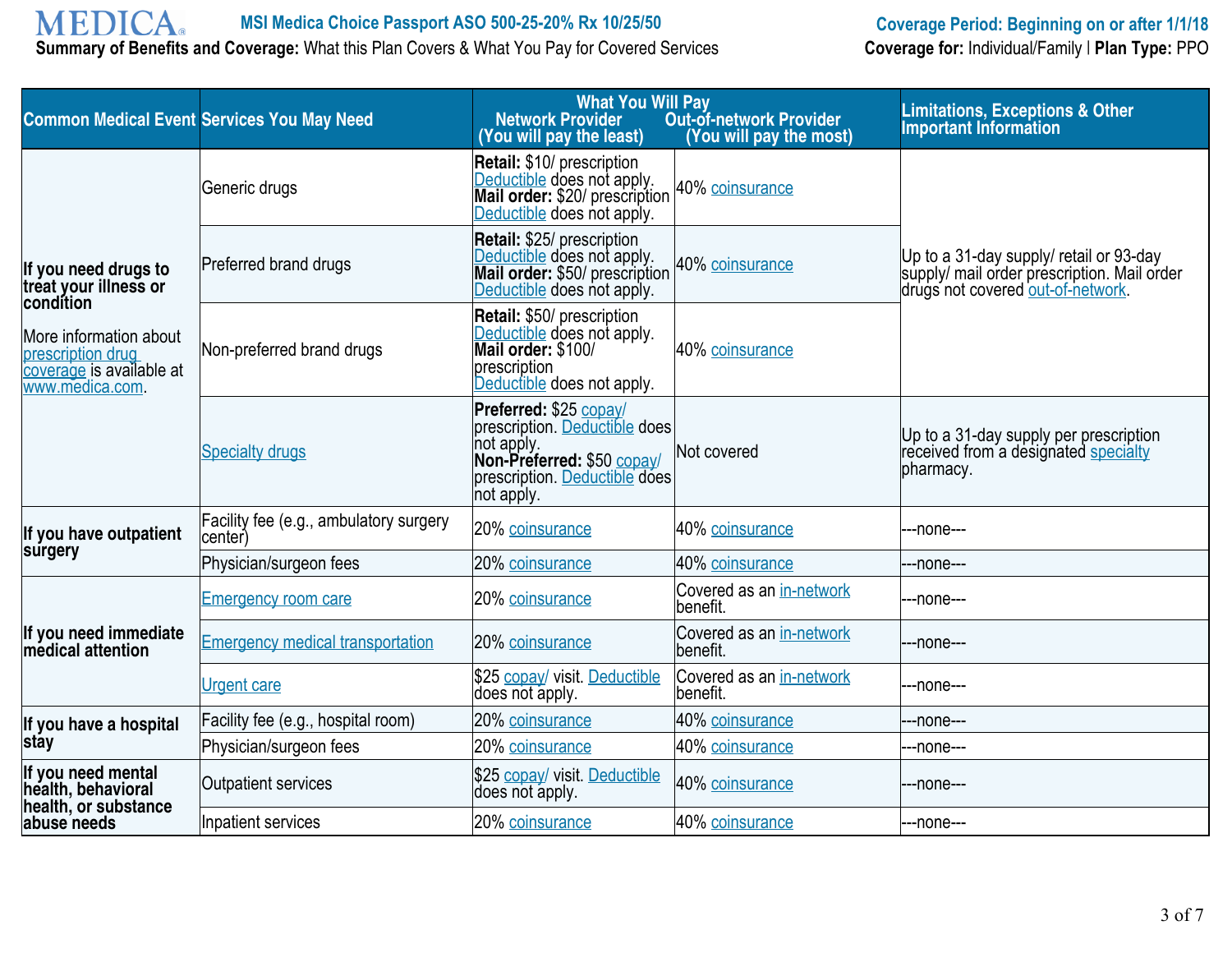| Common Medical Event | Services You May Need | What You Will Pay Network Provider (You will pay the least) | What You Will Pay Out-of-network Provider (You will pay the most) | Limitations, Exceptions & Other Important Information |
|---|---|---|---|---|
| If you need drugs to treat your illness or condition<br><br>More information about prescription drug coverage is available at www.medica.com. | Generic drugs | **Retail:** $10/ prescription Deductible does not apply. **Mail order:** $20/ prescription Deductible does not apply. | 40% coinsurance | Up to a 31-day supply/ retail or 93-day supply/ mail order prescription. Mail order drugs not covered out-of-network. |
| | Preferred brand drugs | **Retail:** $25/ prescription Deductible does not apply. **Mail order:** $50/ prescription Deductible does not apply. | 40% coinsurance | |
| | Non-preferred brand drugs | **Retail:** $50/ prescription Deductible does not apply. **Mail order:** $100/ prescription Deductible does not apply. | 40% coinsurance | |
| | Specialty drugs | **Preferred:** $25 copay/ prescription. Deductible does not apply. **Non-Preferred:** $50 copay/ prescription. Deductible does not apply. | Not covered | Up to a 31-day supply per prescription received from a designated specialty pharmacy. |
| If you have outpatient surgery | Facility fee (e.g., ambulatory surgery center) | 20% coinsurance | 40% coinsurance | ---none--- |
| | Physician/surgeon fees | 20% coinsurance | 40% coinsurance | ---none--- |
| If you need immediate medical attention | Emergency room care | 20% coinsurance | Covered as an in-network benefit. | ---none--- |
| | Emergency medical transportation | 20% coinsurance | Covered as an in-network benefit. | ---none--- |
| | Urgent care | $25 copay/ visit. Deductible does not apply. | Covered as an in-network benefit. | ---none--- |
| If you have a hospital stay | Facility fee (e.g., hospital room) | 20% coinsurance | 40% coinsurance | ---none--- |
| | Physician/surgeon fees | 20% coinsurance | 40% coinsurance | ---none--- |
| If you need mental health, behavioral health, or substance abuse needs | Outpatient services | $25 copay/ visit. Deductible does not apply. | 40% coinsurance | ---none--- |
| | Inpatient services | 20% coinsurance | 40% coinsurance | ---none--- |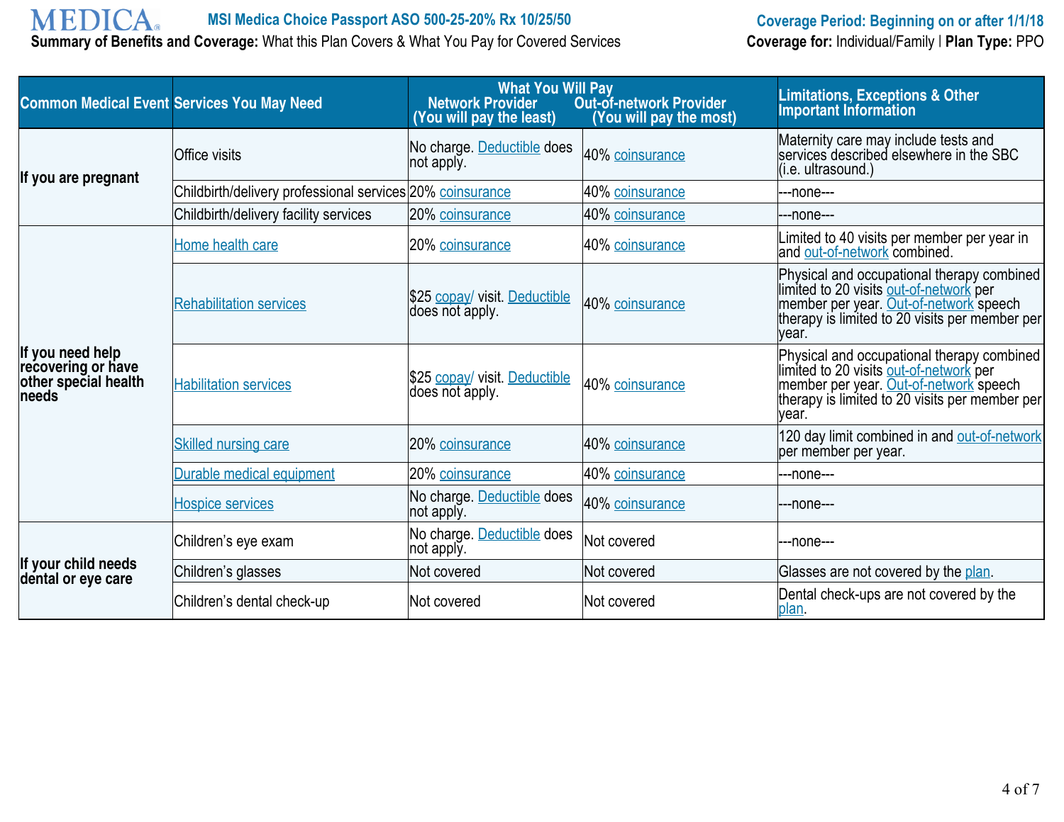| Common Medical Event | Services You May Need | What You Will Pay Network Provider (You will pay the least) | Out-of-network Provider (You will pay the most) | Limitations, Exceptions & Other Important Information |
|---|---|---|---|---|
| If you are pregnant | Office visits | No charge. Deductible does not apply. | 40% coinsurance | Maternity care may include tests and services described elsewhere in the SBC (i.e. ultrasound.) |
| | Childbirth/delivery professional services | 20% coinsurance | 40% coinsurance | ---none--- |
| | Childbirth/delivery facility services | 20% coinsurance | 40% coinsurance | ---none--- |
| If you need help recovering or have other special health needs | Home health care | 20% coinsurance | 40% coinsurance | Limited to 40 visits per member per year in and out-of-network combined. |
| | Rehabilitation services | $25 copay/ visit. Deductible does not apply. | 40% coinsurance | Physical and occupational therapy combined limited to 20 visits out-of-network per member per year. Out-of-network speech therapy is limited to 20 visits per member per year. |
| | Habilitation services | $25 copay/ visit. Deductible does not apply. | 40% coinsurance | Physical and occupational therapy combined limited to 20 visits out-of-network per member per year. Out-of-network speech therapy is limited to 20 visits per member per year. |
| | Skilled nursing care | 20% coinsurance | 40% coinsurance | 120 day limit combined in and out-of-network per member per year. |
| | Durable medical equipment | 20% coinsurance | 40% coinsurance | ---none--- |
| | Hospice services | No charge. Deductible does not apply. | 40% coinsurance | ---none--- |
| If your child needs dental or eye care | Children's eye exam | No charge. Deductible does not apply. | Not covered | ---none--- |
| | Children's glasses | Not covered | Not covered | Glasses are not covered by the plan. |
| | Children's dental check-up | Not covered | Not covered | Dental check-ups are not covered by the plan. |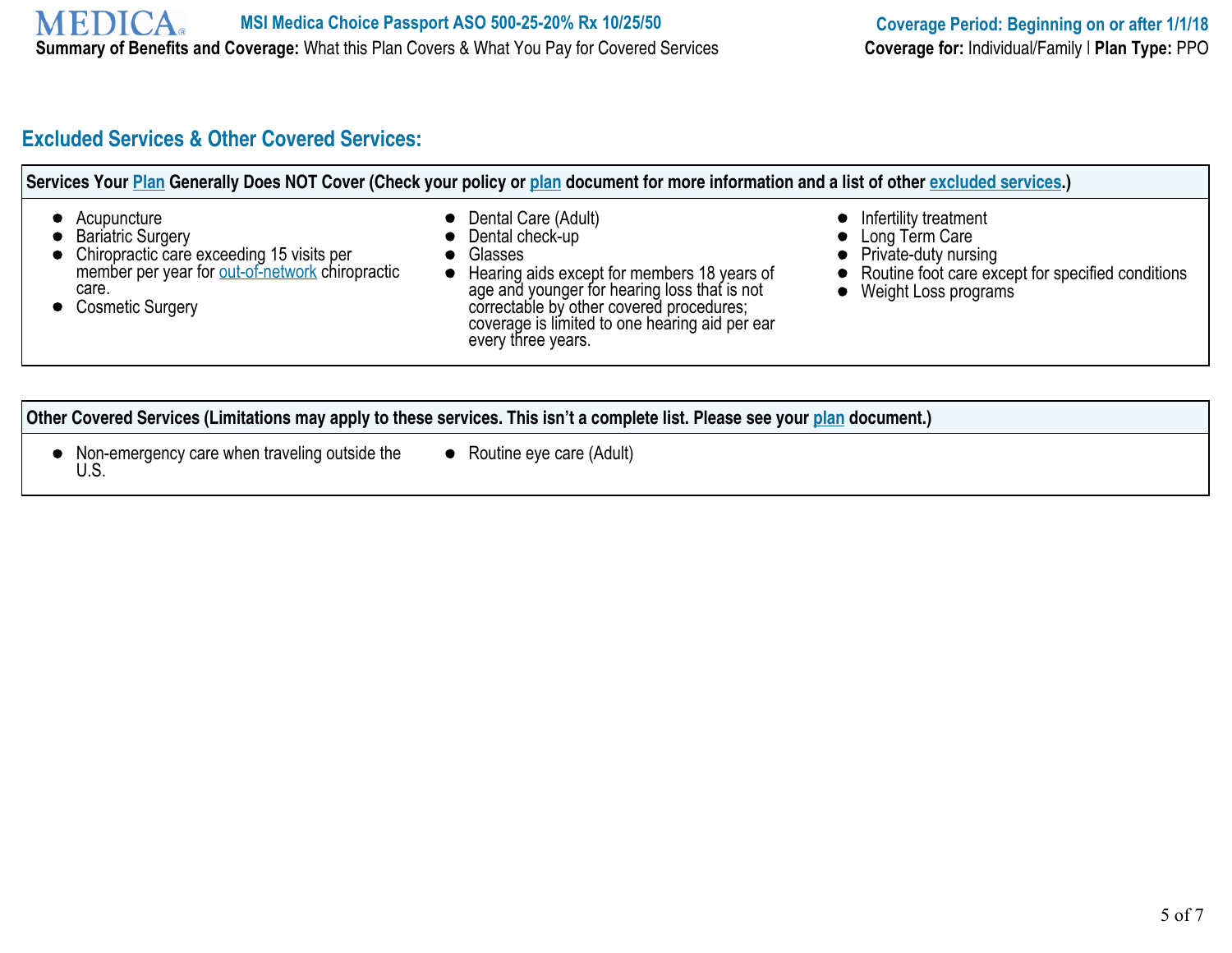## Excluded Services & Other Covered Services:

**Services Your Plan Generally Does NOT Cover (Check your policy or plan document for more information and a list of other excluded services.)**

- Acupuncture
- Bariatric Surgery
- Chiropractic care exceeding 15 visits per member per year for out-of-network chiropractic care.
- Cosmetic Surgery
- Dental Care (Adult)
- Dental check-up
- Glasses
- Hearing aids except for members 18 years of age and younger for hearing loss that is not correctable by other covered procedures; coverage is limited to one hearing aid per ear every three years.
- Infertility treatment
- Long Term Care
- Private-duty nursing
- Routine foot care except for specified conditions
- Weight Loss programs

**Other Covered Services (Limitations may apply to these services. This isn't a complete list. Please see your plan document.)**

- Non-emergency care when traveling outside the U.S.
- Routine eye care (Adult)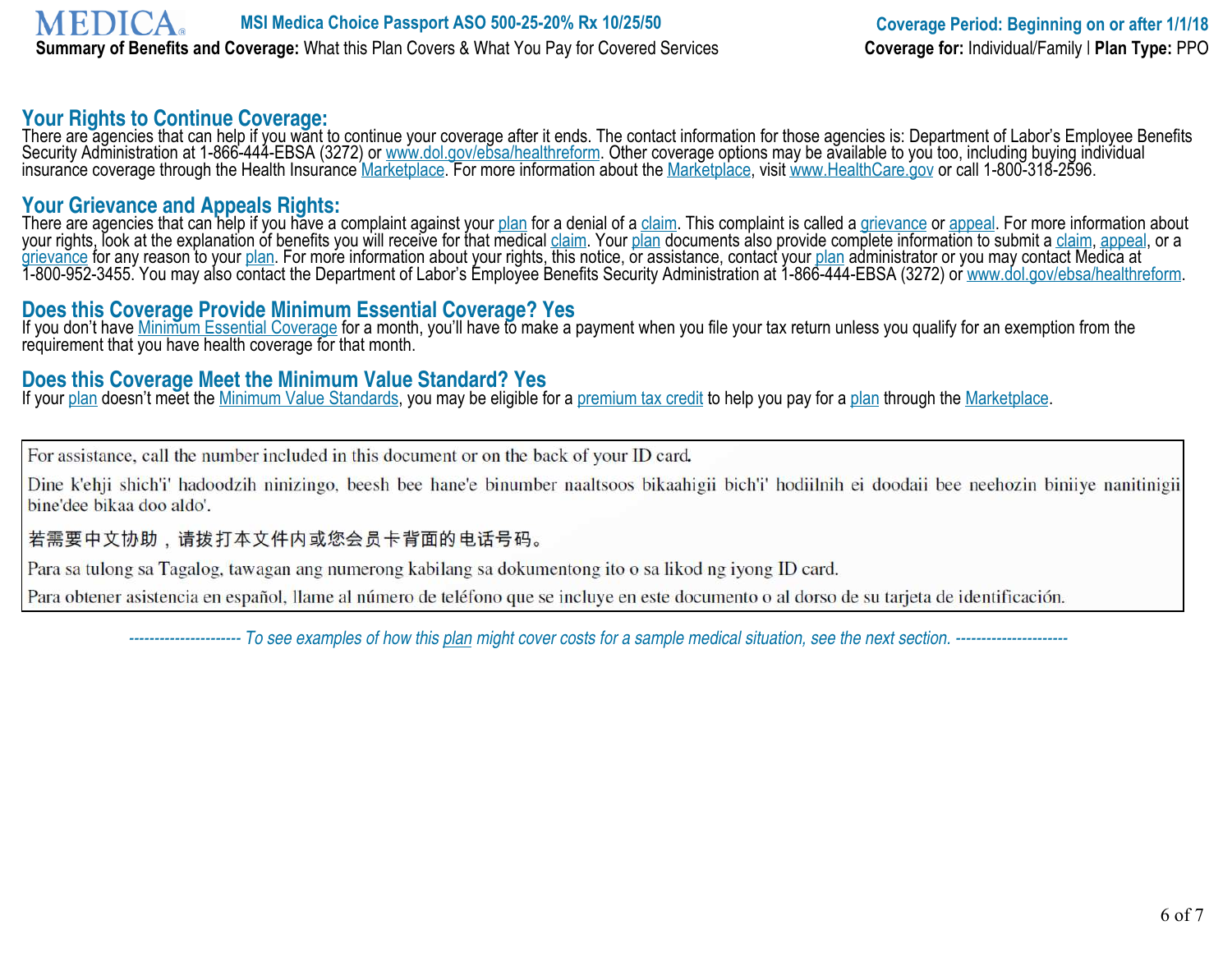## Your Rights to Continue Coverage:

There are agencies that can help if you want to continue your coverage after it ends. The contact information for those agencies is: Department of Labor's Employee Benefits Security Administration at 1-866-444-EBSA (3272) or www.dol.gov/ebsa/healthreform. Other coverage options may be available to you too, including buying individual insurance coverage through the Health Insurance Marketplace. For more information about the Marketplace, visit www.HealthCare.gov or call 1-800-318-2596.

## Your Grievance and Appeals Rights:

There are agencies that can help if you have a complaint against your plan for a denial of a claim. This complaint is called a grievance or appeal. For more information about your rights, look at the explanation of benefits you will receive for that medical claim. Your plan documents also provide complete information to submit a claim, appeal, or a grievance for any reason to your plan. For more information about your rights, this notice, or assistance, contact your plan administrator or you may contact Medica at 1-800-952-3455. You may also contact the Department of Labor's Employee Benefits Security Administration at 1-866-444-EBSA (3272) or www.dol.gov/ebsa/healthreform.

## Does this Coverage Provide Minimum Essential Coverage? Yes

If you don't have Minimum Essential Coverage for a month, you'll have to make a payment when you file your tax return unless you qualify for an exemption from the requirement that you have health coverage for that month.

## Does this Coverage Meet the Minimum Value Standard? Yes

If your plan doesn't meet the Minimum Value Standards, you may be eligible for a premium tax credit to help you pay for a plan through the Marketplace.

For assistance, call the number included in this document or on the back of your ID card.

Dine k'ehji shich'i' hadoodzih ninizingo, beesh bee hane'e binumber naaltsoos bikaahigii bich'i' hodiilnih ei doodaii bee neehozin biniiye nanitinigii bine'dee bikaa doo aldo'.

若需要中文协助，请拨打本文件内或您会员卡背面的电话号码。

Para sa tulong sa Tagalog, tawagan ang numerong kabilang sa dokumentong ito o sa likod ng iyong ID card.

Para obtener asistencia en español, llame al número de teléfono que se incluye en este documento o al dorso de su tarjeta de identificación.

*---------------------- To see examples of how this plan might cover costs for a sample medical situation, see the next section. ----------------------*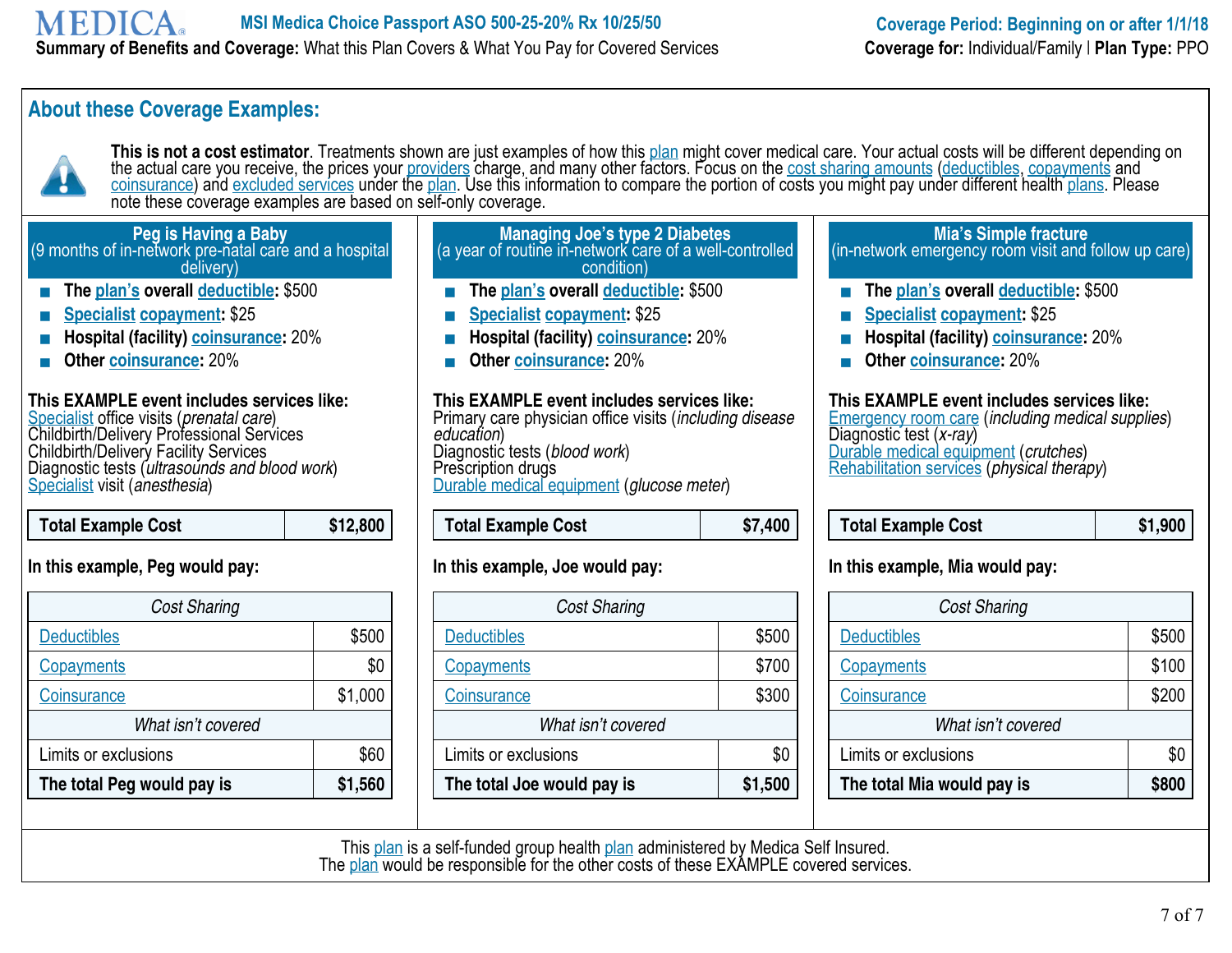**MEDICA** MSI Medica Choice Passport ASO 500-25-20% Rx 10/25/50

**Summary of Benefits and Coverage:** What this Plan Covers & What You Pay for Covered Services

**Coverage Period: Beginning on or after 1/1/18**

**Coverage for:** Individual/Family | **Plan Type:** PPO

## About these Coverage Examples:

**This is not a cost estimator**. Treatments shown are just examples of how this plan might cover medical care. Your actual costs will be different depending on the actual care you receive, the prices your providers charge, and many other factors. Focus on the cost sharing amounts (deductibles, copayments and coinsurance) and excluded services under the plan. Use this information to compare the portion of costs you might pay under different health plans. Please note these coverage examples are based on self-only coverage.

### Peg is Having a Baby
(9 months of in-network pre-natal care and a hospital delivery)

- **The plan's overall deductible:** $500
- **Specialist copayment:** $25
- **Hospital (facility) coinsurance:** 20%
- **Other coinsurance:** 20%

**This EXAMPLE event includes services like:**
Specialist office visits (*prenatal care*)
Childbirth/Delivery Professional Services
Childbirth/Delivery Facility Services
Diagnostic tests (*ultrasounds and blood work*)
Specialist visit (*anesthesia*)

| **Total Example Cost** | **$12,800** |
|---|---|

**In this example, Peg would pay:**

| *Cost Sharing* | |
|---|---|
| Deductibles | $500 |
| Copayments | $0 |
| Coinsurance | $1,000 |
| *What isn't covered* | |
| Limits or exclusions | $60 |
| **The total Peg would pay is** | **$1,560** |

### Managing Joe's type 2 Diabetes
(a year of routine in-network care of a well-controlled condition)

- **The plan's overall deductible:** $500
- **Specialist copayment:** $25
- **Hospital (facility) coinsurance:** 20%
- **Other coinsurance:** 20%

**This EXAMPLE event includes services like:**
Primary care physician office visits (*including disease education*)
Diagnostic tests (*blood work*)
Prescription drugs
Durable medical equipment (*glucose meter*)

| **Total Example Cost** | **$7,400** |
|---|---|

**In this example, Joe would pay:**

| *Cost Sharing* | |
|---|---|
| Deductibles | $500 |
| Copayments | $700 |
| Coinsurance | $300 |
| *What isn't covered* | |
| Limits or exclusions | $0 |
| **The total Joe would pay is** | **$1,500** |

### Mia's Simple fracture
(in-network emergency room visit and follow up care)

- **The plan's overall deductible:** $500
- **Specialist copayment:** $25
- **Hospital (facility) coinsurance:** 20%
- **Other coinsurance:** 20%

**This EXAMPLE event includes services like:**
Emergency room care (*including medical supplies*)
Diagnostic test (*x-ray*)
Durable medical equipment (*crutches*)
Rehabilitation services (*physical therapy*)

| **Total Example Cost** | **$1,900** |
|---|---|

**In this example, Mia would pay:**

| *Cost Sharing* | |
|---|---|
| Deductibles | $500 |
| Copayments | $100 |
| Coinsurance | $200 |
| *What isn't covered* | |
| Limits or exclusions | $0 |
| **The total Mia would pay is** | **$800** |

This plan is a self-funded group health plan administered by Medica Self Insured.
The plan would be responsible for the other costs of these EXAMPLE covered services.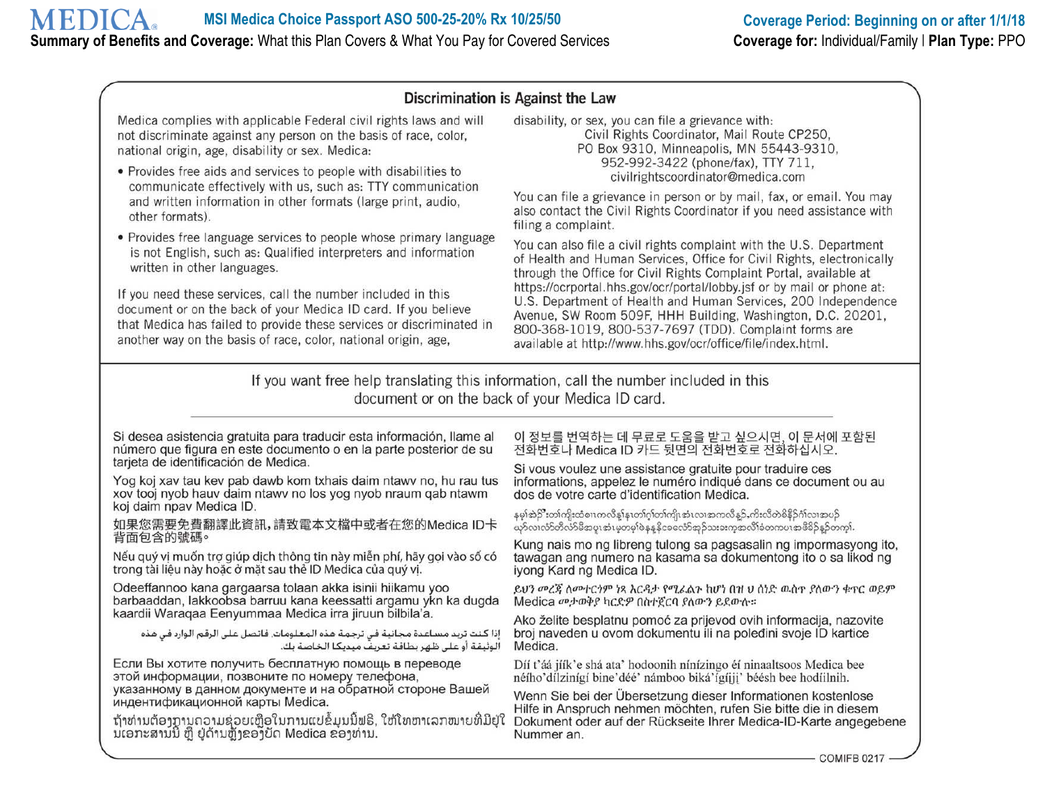## Discrimination is Against the Law

Medica complies with applicable Federal civil rights laws and will not discriminate against any person on the basis of race, color, national origin, age, disability or sex. Medica:

- Provides free aids and services to people with disabilities to communicate effectively with us, such as: TTY communication and written information in other formats (large print, audio, other formats).
- Provides free language services to people whose primary language is not English, such as: Qualified interpreters and information written in other languages.

If you need these services, call the number included in this document or on the back of your Medica ID card. If you believe that Medica has failed to provide these services or discriminated in another way on the basis of race, color, national origin, age, disability, or sex, you can file a grievance with:

Civil Rights Coordinator, Mail Route CP250,
PO Box 9310, Minneapolis, MN 55443-9310,
952-992-3422 (phone/fax), TTY 711,
civilrightscoordinator@medica.com

You can file a grievance in person or by mail, fax, or email. You may also contact the Civil Rights Coordinator if you need assistance with filing a complaint.

You can also file a civil rights complaint with the U.S. Department of Health and Human Services, Office for Civil Rights, electronically through the Office for Civil Rights Complaint Portal, available at https://ocrportal.hhs.gov/ocr/portal/lobby.jsf or by mail or phone at: U.S. Department of Health and Human Services, 200 Independence Avenue, SW Room 509F, HHH Building, Washington, D.C. 20201, 800-368-1019, 800-537-7697 (TDD). Complaint forms are available at http://www.hhs.gov/ocr/office/file/index.html.

If you want free help translating this information, call the number included in this document or on the back of your Medica ID card.

Si desea asistencia gratuita para traducir esta información, llame al número que figura en este documento o en la parte posterior de su tarjeta de identificación de Medica.

Yog koj xav tau kev pab dawb kom txhais daim ntawv no, hu rau tus xov tooj nyob hauv daim ntawv no los yog nyob nraum qab ntawm koj daim npav Medica ID.

如果您需要免費翻譯此資訊，請致電本文檔中或者在您的Medica ID卡背面包含的號碼。

Nếu quý vị muốn trợ giúp dịch thông tin này miễn phí, hãy gọi vào số có trong tài liệu này hoặc ở mặt sau thẻ ID Medica của quý vị.

Odeeffannoo kana gargaarsa tolaan akka isinii hiikamu yoo barbaaddan, lakkoobsa barruu kana keessatti argamu ykn ka dugda kaardii Waraqaa Eenyummaa Medica irra jiruun bilbila'a.

إذا كنت تريد مساعدة مجانية في ترجمة هذه المعلومات، فاتصل على الرقم الوارد في هذه الوثيقة أو على ظهر بطاقة تعريف ميديكا الخاصة بك.

Если Вы хотите получить бесплатную помощь в переводе этой информации, позвоните по номеру телефона, указанному в данном документе и на обратной стороне Вашей индентификационной карты Medica.

ຖ້າທ່ານຕ້ອງການຄວາມຊ່ວຍເຫຼືອໃນການແປຂໍ້ມູນນີ້ຟຣີ, ໃຫ້ໂທຫາເລກໝາຍທີ່ມີຢູ່ໃນເອກະສານນີ້ ຫຼື ຢູ່ດ້ານຫຼັງຂອງບັດ Medica ຂອງທ່ານ.

이 정보를 번역하는 데 무료로 도움을 받고 싶으시면, 이 문서에 포함된 전화번호나 Medica ID 카드 뒷면의 전화번호로 전화하십시오.

Si vous voulez une assistance gratuite pour traduire ces informations, appelez le numéro indiqué dans ce document ou au dos de votre carte d'identification Medica.

နမ့်၃ဲၣ်ဒိးတၢ်ကျိးထံဝဲၤကလီနၣ်ကၠုံတၢ်ဂ့ၢ်တၢ်ကျိၤအံၤလၢအကလီနှၣ်, ကိးလီတဲစိနိၣ်ဂံၢ်လၢအပဉ်ယှၤဒီးလံာ်တီလံာ်မီအံၤမ့တမ့ၢ်ဖဲနနိၣ်ငေးလံာ်ဆုဉ်သး‌ဒၢးကွဲအလီၢ်ခံတကပၤအဖီခိၣ်နှၣ်တက့ၢ်.

Kung nais mo ng libreng tulong sa pagsasalin ng impormasyong ito, tawagan ang numero na kasama sa dokumentong ito o sa likod ng iyong Kard ng Medica ID.

ይህን መረጃ ለመተርጎም ነጻ እርዳታ የሚፈልጉ ከሆነ በዚህ ሰነድ ዉስጥ ያለውን ቁጥር ወይም Medica መታወቂያ ካርድዎ በስተጀርባ ያለውን ይደውሉ።

Ako želite besplatnu pomoć za prijevod ovih informacija, nazovite broj naveden u ovom dokumentu ili na poleđini svoje ID kartice Medica.

Díí t'áá jíík'e shá ata' hodoonih nínízingo éí ninaaltsoos Medica bee néího'dílzinígí bine'déé' námboo biká'ígíjį' béésh bee hodíilnih.

Wenn Sie bei der Übersetzung dieser Informationen kostenlose Hilfe in Anspruch nehmen möchten, rufen Sie bitte die in diesem Dokument oder auf der Rückseite Ihrer Medica-ID-Karte angegebene Nummer an.

COMIFB 0217